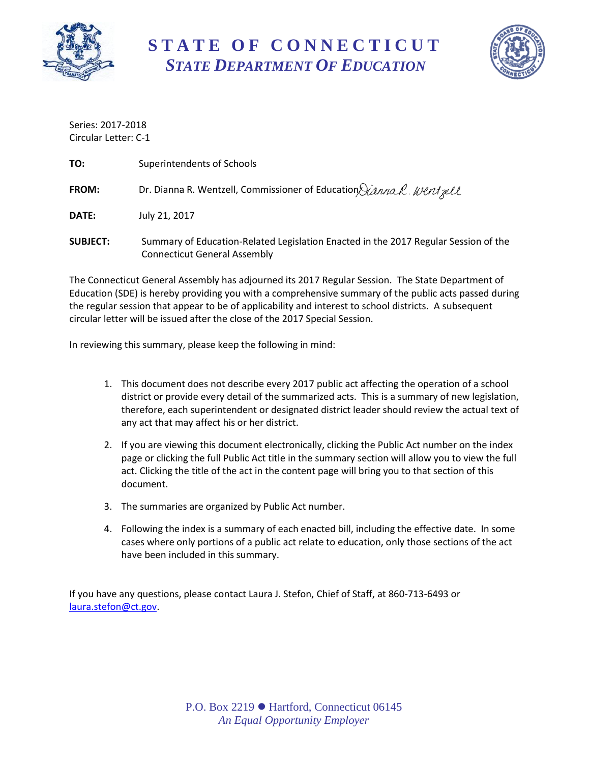# STATE OF CONNECTICUT
## *STATE DEPARTMENT OF EDUCATION*

Series: 2017-2018
Circular Letter: C-1

**TO:** Superintendents of Schools

**FROM:** Dr. Dianna R. Wentzell, Commissioner of Education

**DATE:** July 21, 2017

**SUBJECT:** Summary of Education-Related Legislation Enacted in the 2017 Regular Session of the Connecticut General Assembly

The Connecticut General Assembly has adjourned its 2017 Regular Session. The State Department of Education (SDE) is hereby providing you with a comprehensive summary of the public acts passed during the regular session that appear to be of applicability and interest to school districts. A subsequent circular letter will be issued after the close of the 2017 Special Session.

In reviewing this summary, please keep the following in mind:

1. This document does not describe every 2017 public act affecting the operation of a school district or provide every detail of the summarized acts. This is a summary of new legislation, therefore, each superintendent or designated district leader should review the actual text of any act that may affect his or her district.
2. If you are viewing this document electronically, clicking the Public Act number on the index page or clicking the full Public Act title in the summary section will allow you to view the full act. Clicking the title of the act in the content page will bring you to that section of this document.
3. The summaries are organized by Public Act number.
4. Following the index is a summary of each enacted bill, including the effective date. In some cases where only portions of a public act relate to education, only those sections of the act have been included in this summary.

If you have any questions, please contact Laura J. Stefon, Chief of Staff, at 860-713-6493 or laura.stefon@ct.gov.

P.O. Box 2219 ● Hartford, Connecticut 06145
*An Equal Opportunity Employer*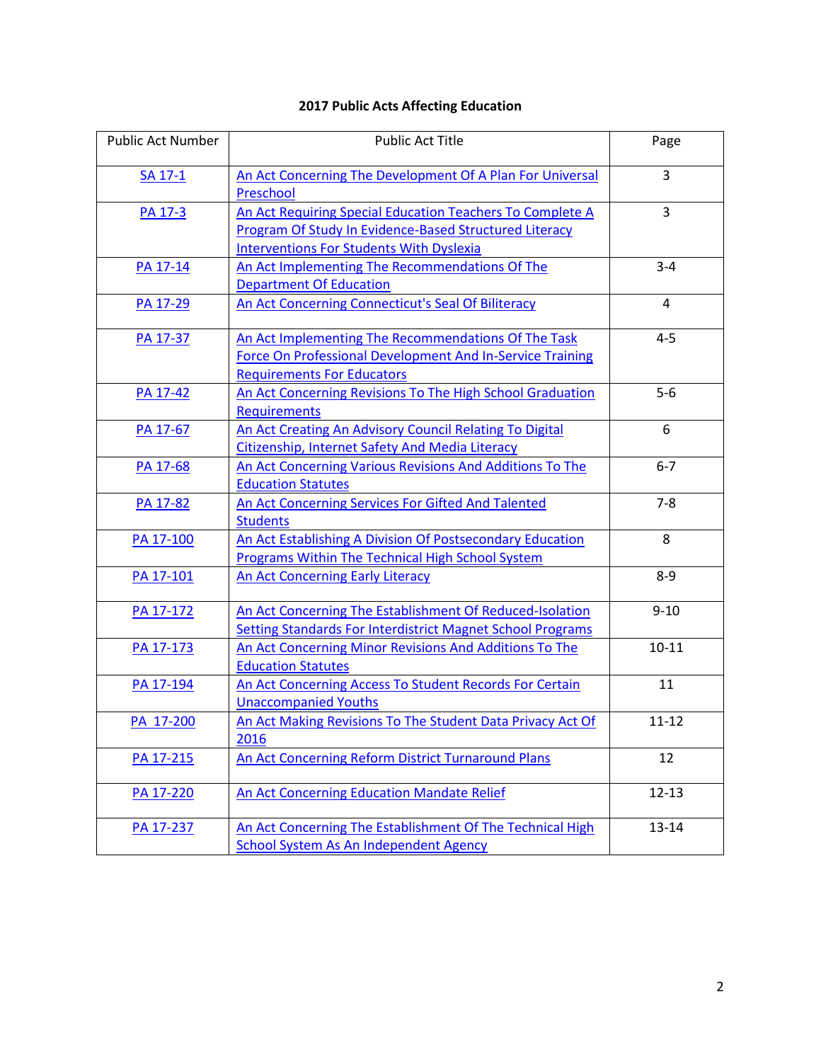## 2017 Public Acts Affecting Education

| Public Act Number | Public Act Title | Page |
|---|---|---|
| SA 17-1 | An Act Concerning The Development Of A Plan For Universal Preschool | 3 |
| PA 17-3 | An Act Requiring Special Education Teachers To Complete A Program Of Study In Evidence-Based Structured Literacy Interventions For Students With Dyslexia | 3 |
| PA 17-14 | An Act Implementing The Recommendations Of The Department Of Education | 3-4 |
| PA 17-29 | An Act Concerning Connecticut's Seal Of Biliteracy | 4 |
| PA 17-37 | An Act Implementing The Recommendations Of The Task Force On Professional Development And In-Service Training Requirements For Educators | 4-5 |
| PA 17-42 | An Act Concerning Revisions To The High School Graduation Requirements | 5-6 |
| PA 17-67 | An Act Creating An Advisory Council Relating To Digital Citizenship, Internet Safety And Media Literacy | 6 |
| PA 17-68 | An Act Concerning Various Revisions And Additions To The Education Statutes | 6-7 |
| PA 17-82 | An Act Concerning Services For Gifted And Talented Students | 7-8 |
| PA 17-100 | An Act Establishing A Division Of Postsecondary Education Programs Within The Technical High School System | 8 |
| PA 17-101 | An Act Concerning Early Literacy | 8-9 |
| PA 17-172 | An Act Concerning The Establishment Of Reduced-Isolation Setting Standards For Interdistrict Magnet School Programs | 9-10 |
| PA 17-173 | An Act Concerning Minor Revisions And Additions To The Education Statutes | 10-11 |
| PA 17-194 | An Act Concerning Access To Student Records For Certain Unaccompanied Youths | 11 |
| PA 17-200 | An Act Making Revisions To The Student Data Privacy Act Of 2016 | 11-12 |
| PA 17-215 | An Act Concerning Reform District Turnaround Plans | 12 |
| PA 17-220 | An Act Concerning Education Mandate Relief | 12-13 |
| PA 17-237 | An Act Concerning The Establishment Of The Technical High School System As An Independent Agency | 13-14 |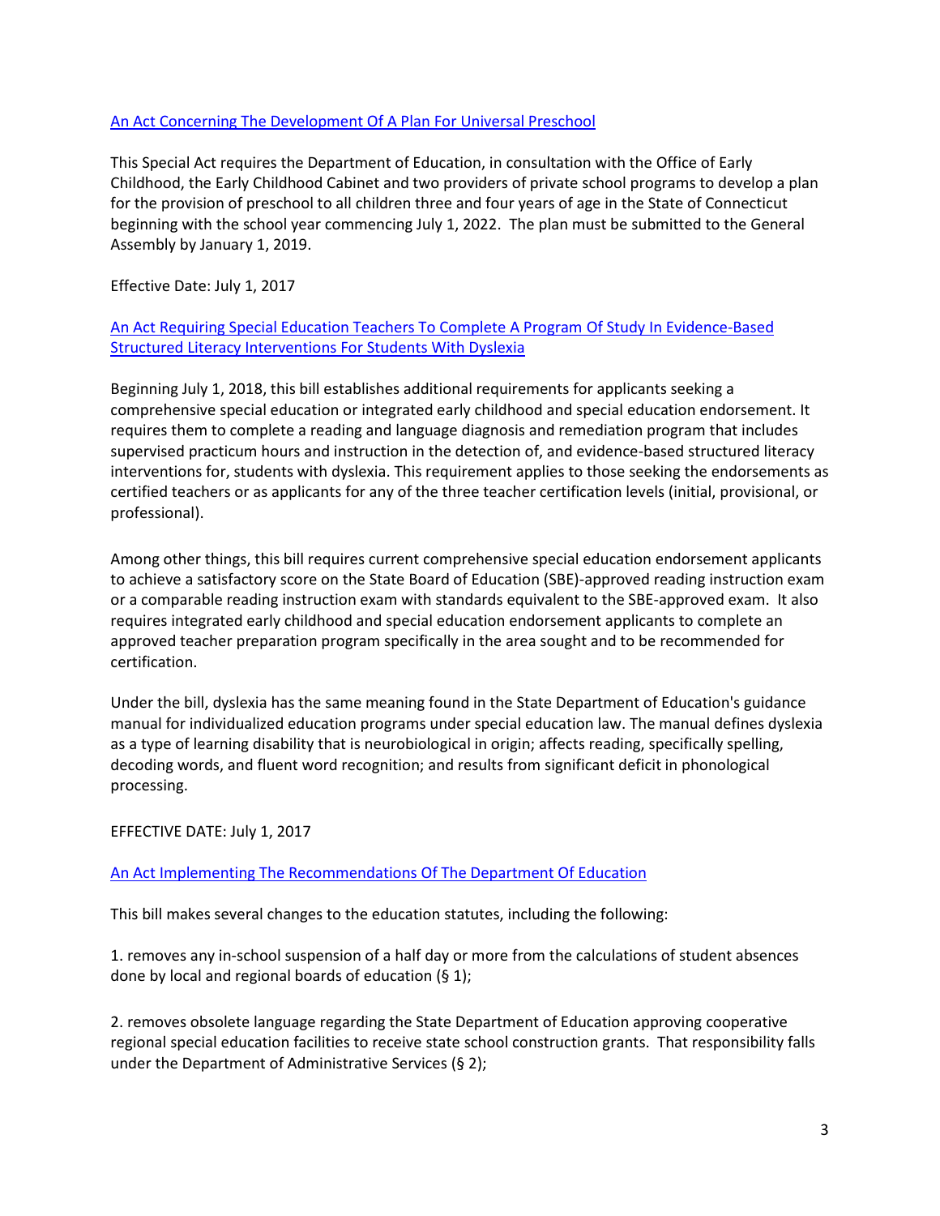[An Act Concerning The Development Of A Plan For Universal Preschool]

This Special Act requires the Department of Education, in consultation with the Office of Early Childhood, the Early Childhood Cabinet and two providers of private school programs to develop a plan for the provision of preschool to all children three and four years of age in the State of Connecticut beginning with the school year commencing July 1, 2022. The plan must be submitted to the General Assembly by January 1, 2019.

Effective Date: July 1, 2017

[An Act Requiring Special Education Teachers To Complete A Program Of Study In Evidence-Based Structured Literacy Interventions For Students With Dyslexia]

Beginning July 1, 2018, this bill establishes additional requirements for applicants seeking a comprehensive special education or integrated early childhood and special education endorsement. It requires them to complete a reading and language diagnosis and remediation program that includes supervised practicum hours and instruction in the detection of, and evidence-based structured literacy interventions for, students with dyslexia. This requirement applies to those seeking the endorsements as certified teachers or as applicants for any of the three teacher certification levels (initial, provisional, or professional).

Among other things, this bill requires current comprehensive special education endorsement applicants to achieve a satisfactory score on the State Board of Education (SBE)-approved reading instruction exam or a comparable reading instruction exam with standards equivalent to the SBE-approved exam. It also requires integrated early childhood and special education endorsement applicants to complete an approved teacher preparation program specifically in the area sought and to be recommended for certification.

Under the bill, dyslexia has the same meaning found in the State Department of Education's guidance manual for individualized education programs under special education law. The manual defines dyslexia as a type of learning disability that is neurobiological in origin; affects reading, specifically spelling, decoding words, and fluent word recognition; and results from significant deficit in phonological processing.

EFFECTIVE DATE: July 1, 2017

[An Act Implementing The Recommendations Of The Department Of Education]

This bill makes several changes to the education statutes, including the following:

1. removes any in-school suspension of a half day or more from the calculations of student absences done by local and regional boards of education (§ 1);

2. removes obsolete language regarding the State Department of Education approving cooperative regional special education facilities to receive state school construction grants. That responsibility falls under the Department of Administrative Services (§ 2);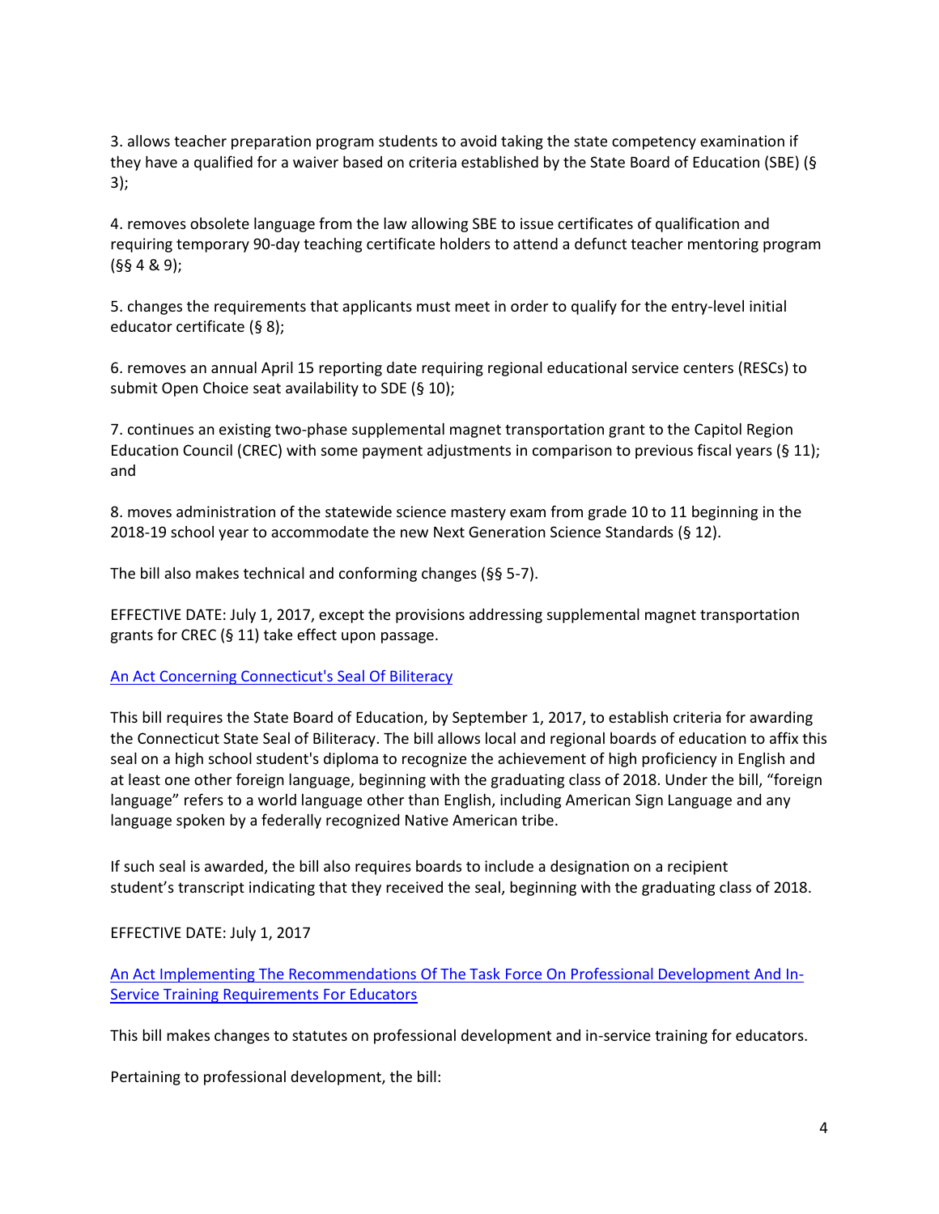3. allows teacher preparation program students to avoid taking the state competency examination if they have a qualified for a waiver based on criteria established by the State Board of Education (SBE) (§ 3);

4. removes obsolete language from the law allowing SBE to issue certificates of qualification and requiring temporary 90-day teaching certificate holders to attend a defunct teacher mentoring program (§§ 4 & 9);

5. changes the requirements that applicants must meet in order to qualify for the entry-level initial educator certificate (§ 8);

6. removes an annual April 15 reporting date requiring regional educational service centers (RESCs) to submit Open Choice seat availability to SDE (§ 10);

7. continues an existing two-phase supplemental magnet transportation grant to the Capitol Region Education Council (CREC) with some payment adjustments in comparison to previous fiscal years (§ 11); and

8. moves administration of the statewide science mastery exam from grade 10 to 11 beginning in the 2018-19 school year to accommodate the new Next Generation Science Standards (§ 12).

The bill also makes technical and conforming changes (§§ 5-7).

EFFECTIVE DATE: July 1, 2017, except the provisions addressing supplemental magnet transportation grants for CREC (§ 11) take effect upon passage.

An Act Concerning Connecticut's Seal Of Biliteracy

This bill requires the State Board of Education, by September 1, 2017, to establish criteria for awarding the Connecticut State Seal of Biliteracy. The bill allows local and regional boards of education to affix this seal on a high school student's diploma to recognize the achievement of high proficiency in English and at least one other foreign language, beginning with the graduating class of 2018. Under the bill, "foreign language" refers to a world language other than English, including American Sign Language and any language spoken by a federally recognized Native American tribe.

If such seal is awarded, the bill also requires boards to include a designation on a recipient student's transcript indicating that they received the seal, beginning with the graduating class of 2018.

EFFECTIVE DATE: July 1, 2017

An Act Implementing The Recommendations Of The Task Force On Professional Development And In-Service Training Requirements For Educators

This bill makes changes to statutes on professional development and in-service training for educators.

Pertaining to professional development, the bill: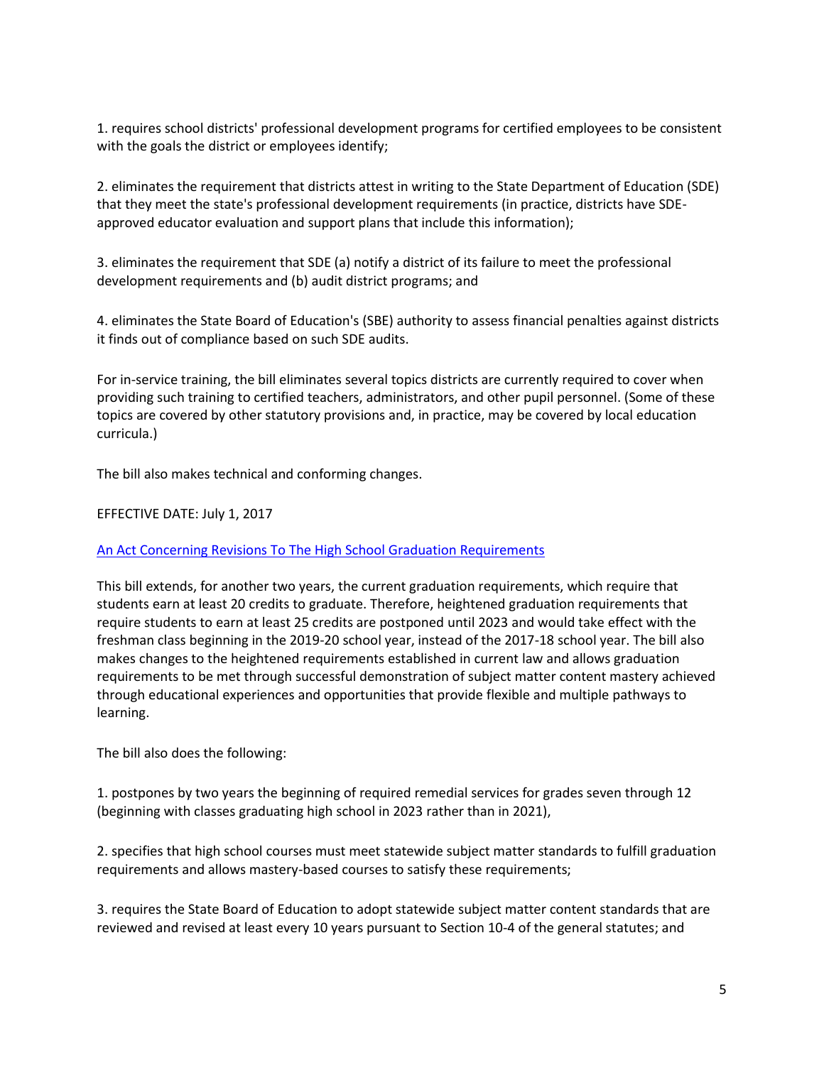1. requires school districts' professional development programs for certified employees to be consistent with the goals the district or employees identify;

2. eliminates the requirement that districts attest in writing to the State Department of Education (SDE) that they meet the state's professional development requirements (in practice, districts have SDE-approved educator evaluation and support plans that include this information);

3. eliminates the requirement that SDE (a) notify a district of its failure to meet the professional development requirements and (b) audit district programs; and

4. eliminates the State Board of Education's (SBE) authority to assess financial penalties against districts it finds out of compliance based on such SDE audits.

For in-service training, the bill eliminates several topics districts are currently required to cover when providing such training to certified teachers, administrators, and other pupil personnel. (Some of these topics are covered by other statutory provisions and, in practice, may be covered by local education curricula.)

The bill also makes technical and conforming changes.

EFFECTIVE DATE: July 1, 2017

An Act Concerning Revisions To The High School Graduation Requirements

This bill extends, for another two years, the current graduation requirements, which require that students earn at least 20 credits to graduate. Therefore, heightened graduation requirements that require students to earn at least 25 credits are postponed until 2023 and would take effect with the freshman class beginning in the 2019-20 school year, instead of the 2017-18 school year. The bill also makes changes to the heightened requirements established in current law and allows graduation requirements to be met through successful demonstration of subject matter content mastery achieved through educational experiences and opportunities that provide flexible and multiple pathways to learning.

The bill also does the following:

1. postpones by two years the beginning of required remedial services for grades seven through 12 (beginning with classes graduating high school in 2023 rather than in 2021),

2. specifies that high school courses must meet statewide subject matter standards to fulfill graduation requirements and allows mastery-based courses to satisfy these requirements;

3. requires the State Board of Education to adopt statewide subject matter content standards that are reviewed and revised at least every 10 years pursuant to Section 10-4 of the general statutes; and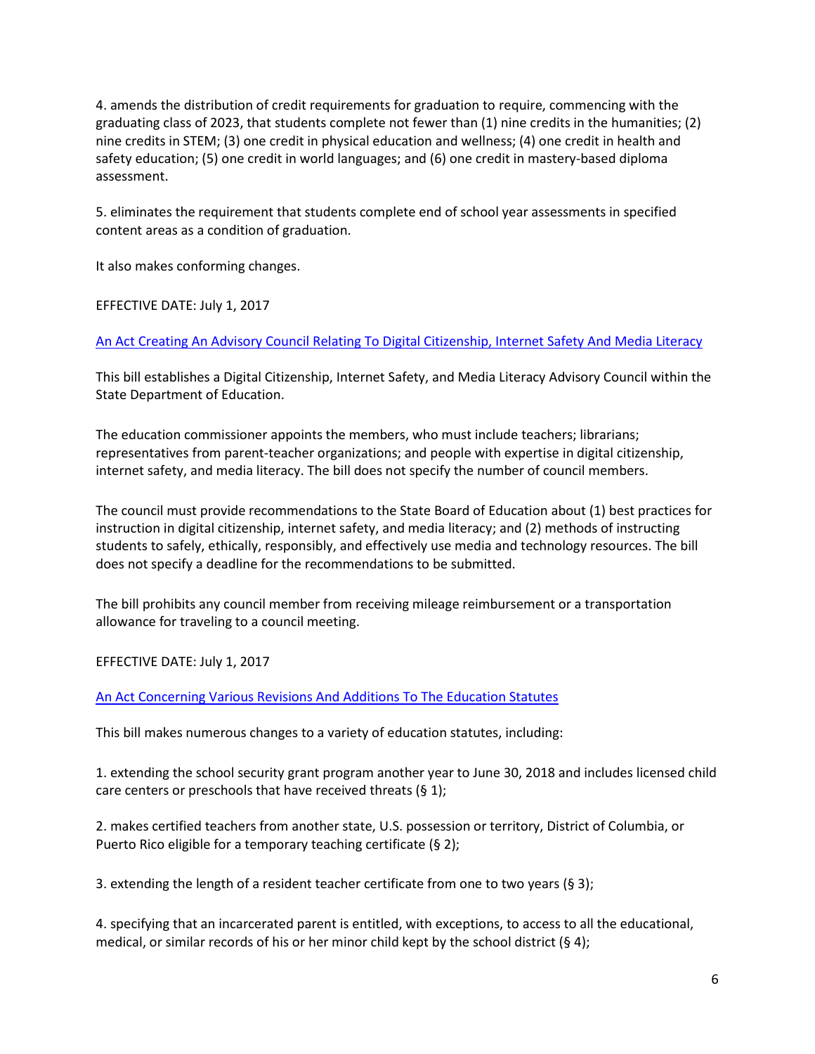4. amends the distribution of credit requirements for graduation to require, commencing with the graduating class of 2023, that students complete not fewer than (1) nine credits in the humanities; (2) nine credits in STEM; (3) one credit in physical education and wellness; (4) one credit in health and safety education; (5) one credit in world languages; and (6) one credit in mastery-based diploma assessment.

5. eliminates the requirement that students complete end of school year assessments in specified content areas as a condition of graduation.

It also makes conforming changes.

EFFECTIVE DATE: July 1, 2017

[An Act Creating An Advisory Council Relating To Digital Citizenship, Internet Safety And Media Literacy]

This bill establishes a Digital Citizenship, Internet Safety, and Media Literacy Advisory Council within the State Department of Education.

The education commissioner appoints the members, who must include teachers; librarians; representatives from parent-teacher organizations; and people with expertise in digital citizenship, internet safety, and media literacy. The bill does not specify the number of council members.

The council must provide recommendations to the State Board of Education about (1) best practices for instruction in digital citizenship, internet safety, and media literacy; and (2) methods of instructing students to safely, ethically, responsibly, and effectively use media and technology resources. The bill does not specify a deadline for the recommendations to be submitted.

The bill prohibits any council member from receiving mileage reimbursement or a transportation allowance for traveling to a council meeting.

EFFECTIVE DATE: July 1, 2017

[An Act Concerning Various Revisions And Additions To The Education Statutes]

This bill makes numerous changes to a variety of education statutes, including:

1. extending the school security grant program another year to June 30, 2018 and includes licensed child care centers or preschools that have received threats (§ 1);

2. makes certified teachers from another state, U.S. possession or territory, District of Columbia, or Puerto Rico eligible for a temporary teaching certificate (§ 2);

3. extending the length of a resident teacher certificate from one to two years (§ 3);

4. specifying that an incarcerated parent is entitled, with exceptions, to access to all the educational, medical, or similar records of his or her minor child kept by the school district (§ 4);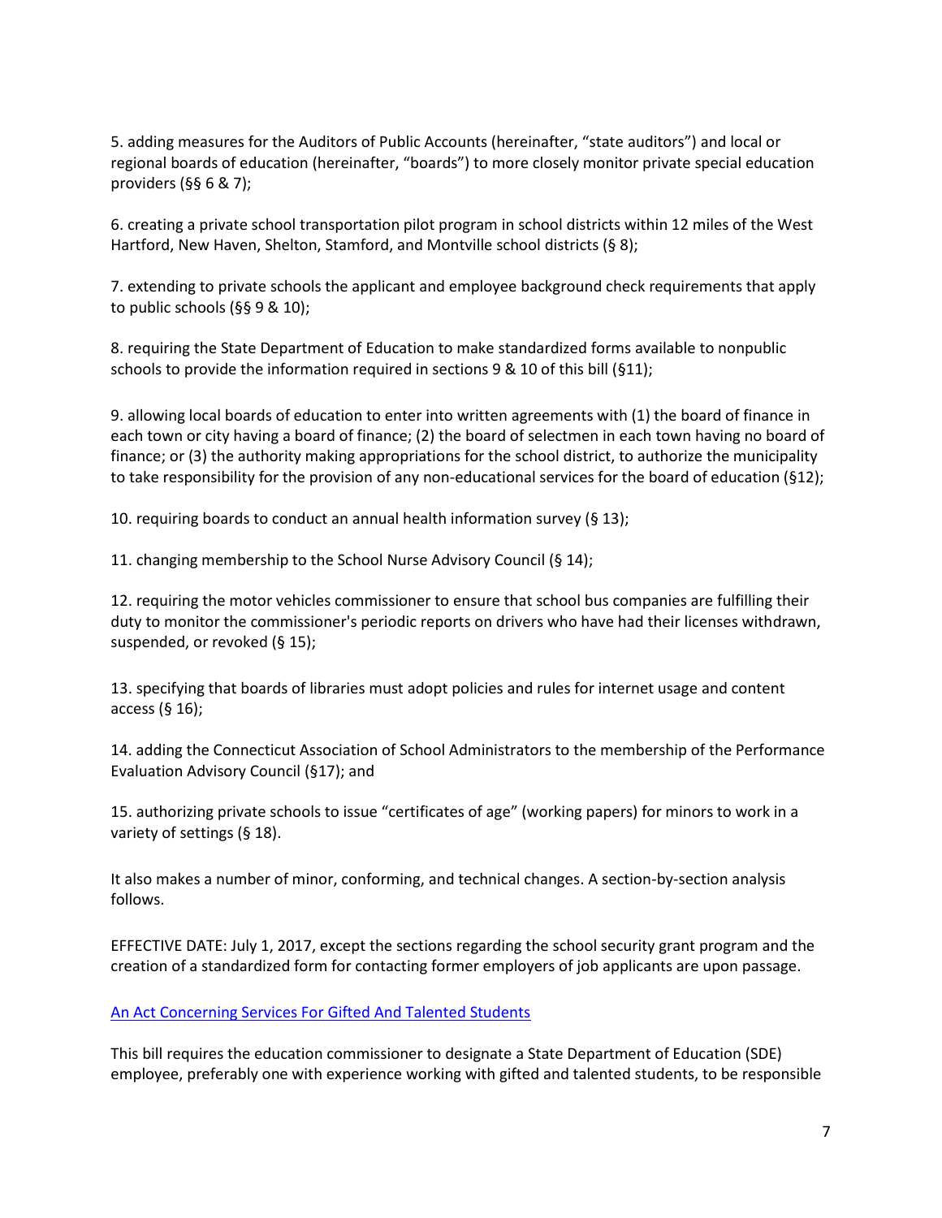5. adding measures for the Auditors of Public Accounts (hereinafter, "state auditors") and local or regional boards of education (hereinafter, "boards") to more closely monitor private special education providers (§§ 6 & 7);

6. creating a private school transportation pilot program in school districts within 12 miles of the West Hartford, New Haven, Shelton, Stamford, and Montville school districts (§ 8);

7. extending to private schools the applicant and employee background check requirements that apply to public schools (§§ 9 & 10);

8. requiring the State Department of Education to make standardized forms available to nonpublic schools to provide the information required in sections 9 & 10 of this bill (§11);

9. allowing local boards of education to enter into written agreements with (1) the board of finance in each town or city having a board of finance; (2) the board of selectmen in each town having no board of finance; or (3) the authority making appropriations for the school district, to authorize the municipality to take responsibility for the provision of any non-educational services for the board of education (§12);

10. requiring boards to conduct an annual health information survey (§ 13);

11. changing membership to the School Nurse Advisory Council (§ 14);

12. requiring the motor vehicles commissioner to ensure that school bus companies are fulfilling their duty to monitor the commissioner's periodic reports on drivers who have had their licenses withdrawn, suspended, or revoked (§ 15);

13. specifying that boards of libraries must adopt policies and rules for internet usage and content access (§ 16);

14. adding the Connecticut Association of School Administrators to the membership of the Performance Evaluation Advisory Council (§17); and

15. authorizing private schools to issue "certificates of age" (working papers) for minors to work in a variety of settings (§ 18).

It also makes a number of minor, conforming, and technical changes. A section-by-section analysis follows.

EFFECTIVE DATE: July 1, 2017, except the sections regarding the school security grant program and the creation of a standardized form for contacting former employers of job applicants are upon passage.

[An Act Concerning Services For Gifted And Talented Students]

This bill requires the education commissioner to designate a State Department of Education (SDE) employee, preferably one with experience working with gifted and talented students, to be responsible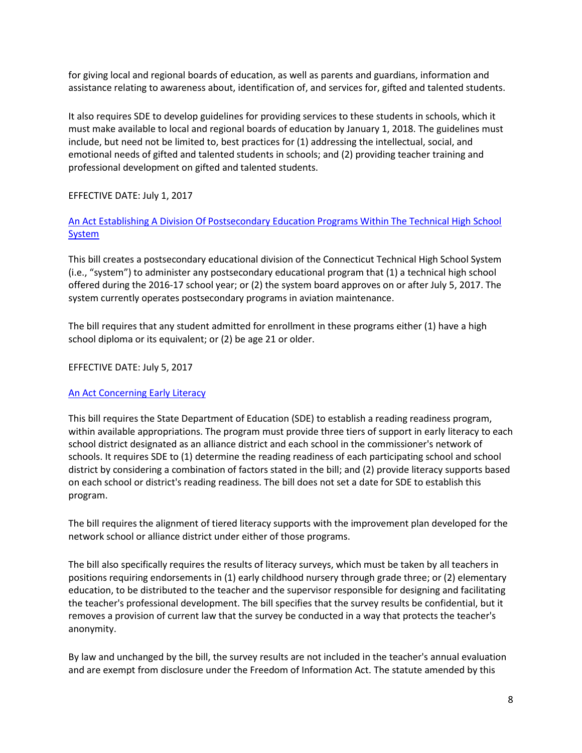for giving local and regional boards of education, as well as parents and guardians, information and assistance relating to awareness about, identification of, and services for, gifted and talented students.

It also requires SDE to develop guidelines for providing services to these students in schools, which it must make available to local and regional boards of education by January 1, 2018. The guidelines must include, but need not be limited to, best practices for (1) addressing the intellectual, social, and emotional needs of gifted and talented students in schools; and (2) providing teacher training and professional development on gifted and talented students.

EFFECTIVE DATE: July 1, 2017

An Act Establishing A Division Of Postsecondary Education Programs Within The Technical High School System

This bill creates a postsecondary educational division of the Connecticut Technical High School System (i.e., "system") to administer any postsecondary educational program that (1) a technical high school offered during the 2016-17 school year; or (2) the system board approves on or after July 5, 2017. The system currently operates postsecondary programs in aviation maintenance.

The bill requires that any student admitted for enrollment in these programs either (1) have a high school diploma or its equivalent; or (2) be age 21 or older.

EFFECTIVE DATE: July 5, 2017

An Act Concerning Early Literacy

This bill requires the State Department of Education (SDE) to establish a reading readiness program, within available appropriations. The program must provide three tiers of support in early literacy to each school district designated as an alliance district and each school in the commissioner's network of schools. It requires SDE to (1) determine the reading readiness of each participating school and school district by considering a combination of factors stated in the bill; and (2) provide literacy supports based on each school or district's reading readiness. The bill does not set a date for SDE to establish this program.

The bill requires the alignment of tiered literacy supports with the improvement plan developed for the network school or alliance district under either of those programs.

The bill also specifically requires the results of literacy surveys, which must be taken by all teachers in positions requiring endorsements in (1) early childhood nursery through grade three; or (2) elementary education, to be distributed to the teacher and the supervisor responsible for designing and facilitating the teacher's professional development. The bill specifies that the survey results be confidential, but it removes a provision of current law that the survey be conducted in a way that protects the teacher's anonymity.

By law and unchanged by the bill, the survey results are not included in the teacher's annual evaluation and are exempt from disclosure under the Freedom of Information Act. The statute amended by this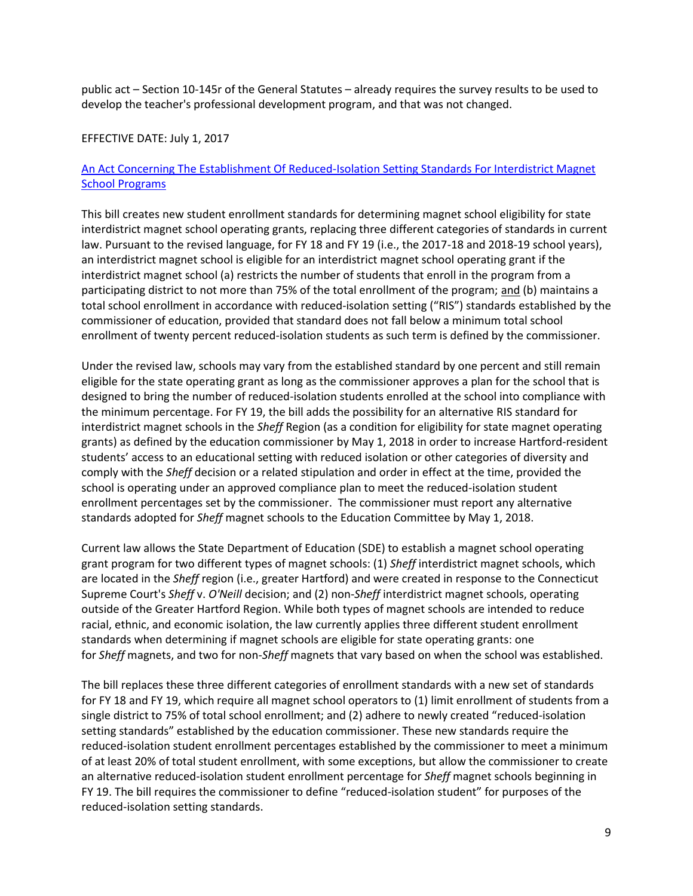public act – Section 10-145r of the General Statutes – already requires the survey results to be used to develop the teacher's professional development program, and that was not changed.

EFFECTIVE DATE: July 1, 2017

[An Act Concerning The Establishment Of Reduced-Isolation Setting Standards For Interdistrict Magnet School Programs]

This bill creates new student enrollment standards for determining magnet school eligibility for state interdistrict magnet school operating grants, replacing three different categories of standards in current law. Pursuant to the revised language, for FY 18 and FY 19 (i.e., the 2017-18 and 2018-19 school years), an interdistrict magnet school is eligible for an interdistrict magnet school operating grant if the interdistrict magnet school (a) restricts the number of students that enroll in the program from a participating district to not more than 75% of the total enrollment of the program; and (b) maintains a total school enrollment in accordance with reduced-isolation setting ("RIS") standards established by the commissioner of education, provided that standard does not fall below a minimum total school enrollment of twenty percent reduced-isolation students as such term is defined by the commissioner.

Under the revised law, schools may vary from the established standard by one percent and still remain eligible for the state operating grant as long as the commissioner approves a plan for the school that is designed to bring the number of reduced-isolation students enrolled at the school into compliance with the minimum percentage. For FY 19, the bill adds the possibility for an alternative RIS standard for interdistrict magnet schools in the *Sheff* Region (as a condition for eligibility for state magnet operating grants) as defined by the education commissioner by May 1, 2018 in order to increase Hartford-resident students' access to an educational setting with reduced isolation or other categories of diversity and comply with the *Sheff* decision or a related stipulation and order in effect at the time, provided the school is operating under an approved compliance plan to meet the reduced-isolation student enrollment percentages set by the commissioner. The commissioner must report any alternative standards adopted for *Sheff* magnet schools to the Education Committee by May 1, 2018.

Current law allows the State Department of Education (SDE) to establish a magnet school operating grant program for two different types of magnet schools: (1) *Sheff* interdistrict magnet schools, which are located in the *Sheff* region (i.e., greater Hartford) and were created in response to the Connecticut Supreme Court's *Sheff* v. *O'Neill* decision; and (2) non-*Sheff* interdistrict magnet schools, operating outside of the Greater Hartford Region. While both types of magnet schools are intended to reduce racial, ethnic, and economic isolation, the law currently applies three different student enrollment standards when determining if magnet schools are eligible for state operating grants: one for *Sheff* magnets, and two for non-*Sheff* magnets that vary based on when the school was established.

The bill replaces these three different categories of enrollment standards with a new set of standards for FY 18 and FY 19, which require all magnet school operators to (1) limit enrollment of students from a single district to 75% of total school enrollment; and (2) adhere to newly created "reduced-isolation setting standards" established by the education commissioner. These new standards require the reduced-isolation student enrollment percentages established by the commissioner to meet a minimum of at least 20% of total student enrollment, with some exceptions, but allow the commissioner to create an alternative reduced-isolation student enrollment percentage for *Sheff* magnet schools beginning in FY 19. The bill requires the commissioner to define "reduced-isolation student" for purposes of the reduced-isolation setting standards.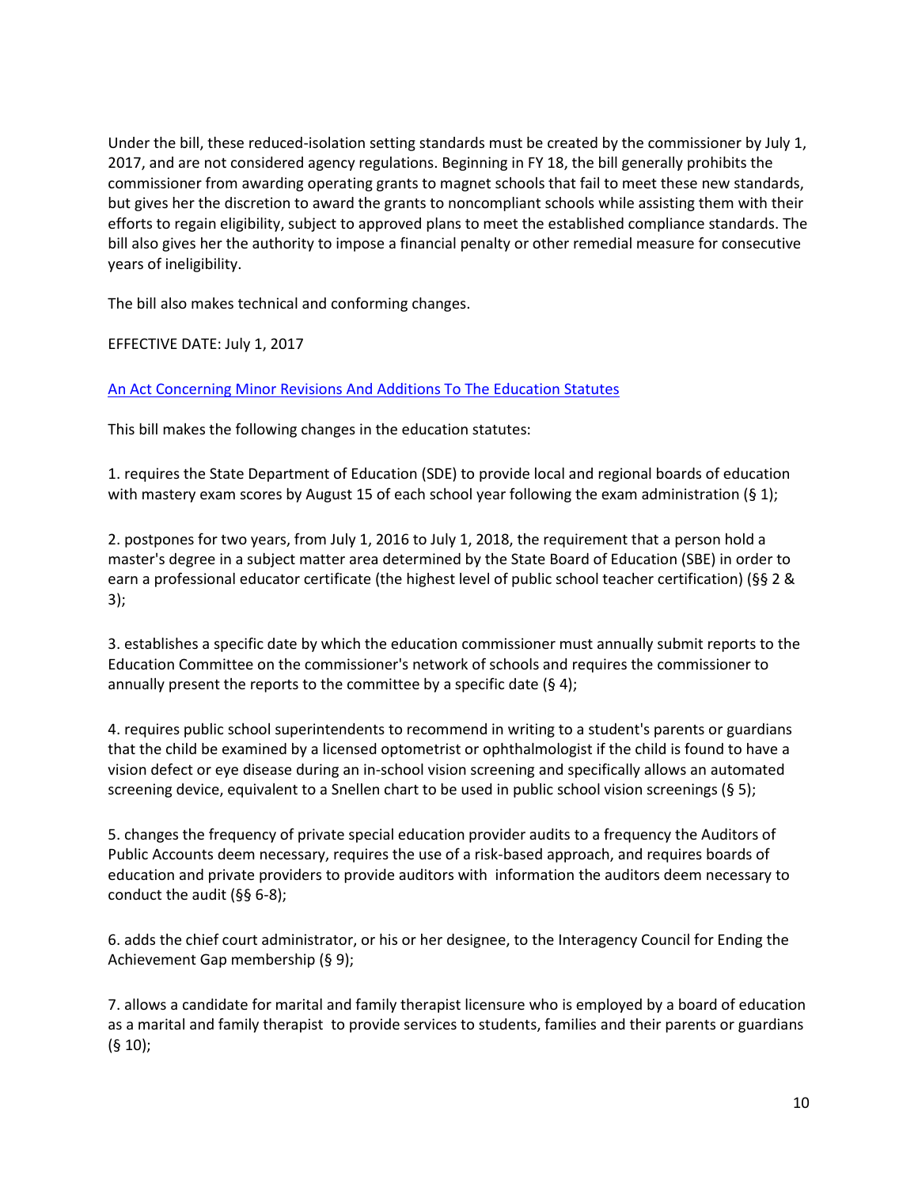Under the bill, these reduced-isolation setting standards must be created by the commissioner by July 1, 2017, and are not considered agency regulations. Beginning in FY 18, the bill generally prohibits the commissioner from awarding operating grants to magnet schools that fail to meet these new standards, but gives her the discretion to award the grants to noncompliant schools while assisting them with their efforts to regain eligibility, subject to approved plans to meet the established compliance standards. The bill also gives her the authority to impose a financial penalty or other remedial measure for consecutive years of ineligibility.

The bill also makes technical and conforming changes.

EFFECTIVE DATE: July 1, 2017

An Act Concerning Minor Revisions And Additions To The Education Statutes

This bill makes the following changes in the education statutes:

1. requires the State Department of Education (SDE) to provide local and regional boards of education with mastery exam scores by August 15 of each school year following the exam administration (§ 1);

2. postpones for two years, from July 1, 2016 to July 1, 2018, the requirement that a person hold a master's degree in a subject matter area determined by the State Board of Education (SBE) in order to earn a professional educator certificate (the highest level of public school teacher certification) (§§ 2 & 3);

3. establishes a specific date by which the education commissioner must annually submit reports to the Education Committee on the commissioner's network of schools and requires the commissioner to annually present the reports to the committee by a specific date (§ 4);

4. requires public school superintendents to recommend in writing to a student's parents or guardians that the child be examined by a licensed optometrist or ophthalmologist if the child is found to have a vision defect or eye disease during an in-school vision screening and specifically allows an automated screening device, equivalent to a Snellen chart to be used in public school vision screenings (§ 5);

5. changes the frequency of private special education provider audits to a frequency the Auditors of Public Accounts deem necessary, requires the use of a risk-based approach, and requires boards of education and private providers to provide auditors with information the auditors deem necessary to conduct the audit (§§ 6-8);

6. adds the chief court administrator, or his or her designee, to the Interagency Council for Ending the Achievement Gap membership (§ 9);

7. allows a candidate for marital and family therapist licensure who is employed by a board of education as a marital and family therapist to provide services to students, families and their parents or guardians (§ 10);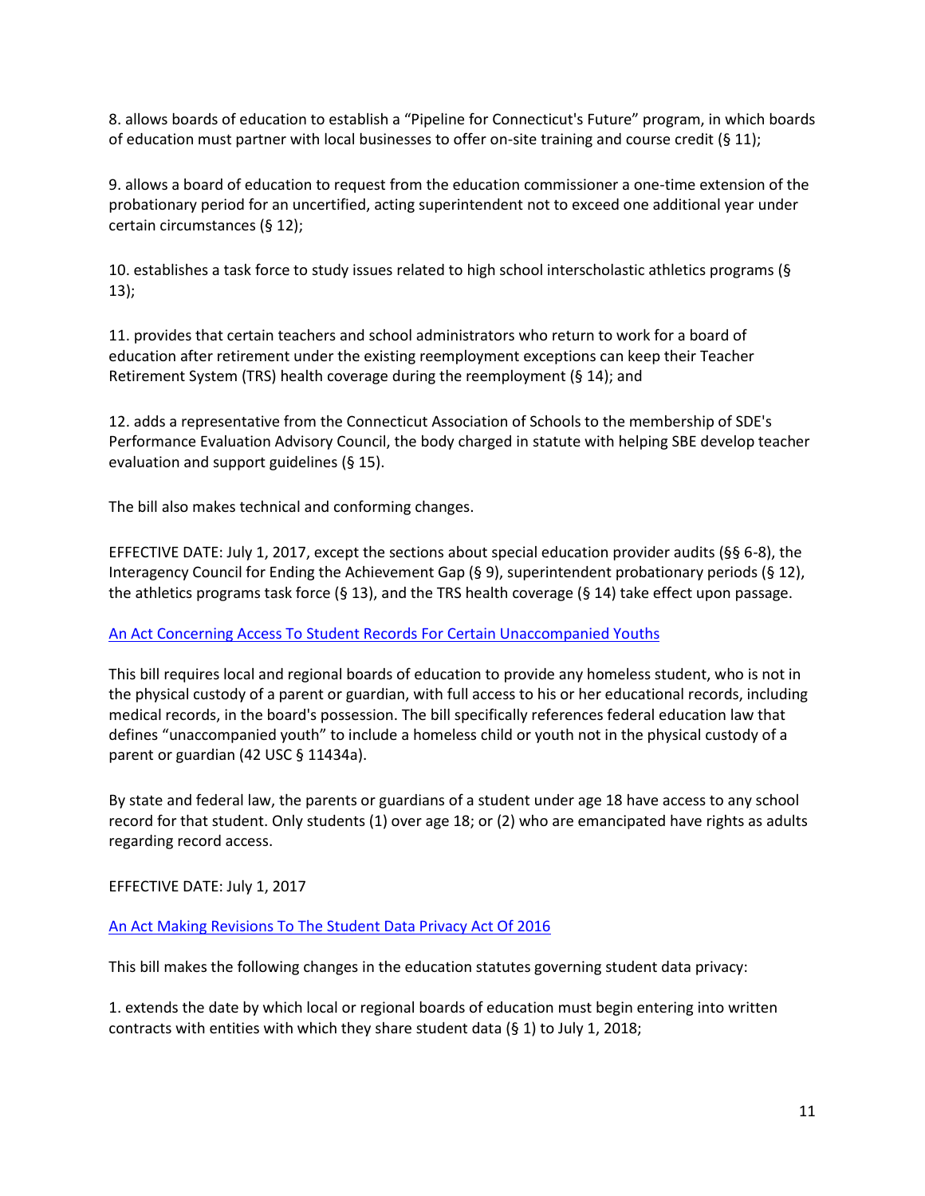8. allows boards of education to establish a "Pipeline for Connecticut's Future" program, in which boards of education must partner with local businesses to offer on-site training and course credit (§ 11);

9. allows a board of education to request from the education commissioner a one-time extension of the probationary period for an uncertified, acting superintendent not to exceed one additional year under certain circumstances (§ 12);

10. establishes a task force to study issues related to high school interscholastic athletics programs (§ 13);

11. provides that certain teachers and school administrators who return to work for a board of education after retirement under the existing reemployment exceptions can keep their Teacher Retirement System (TRS) health coverage during the reemployment (§ 14); and

12. adds a representative from the Connecticut Association of Schools to the membership of SDE's Performance Evaluation Advisory Council, the body charged in statute with helping SBE develop teacher evaluation and support guidelines (§ 15).

The bill also makes technical and conforming changes.

EFFECTIVE DATE: July 1, 2017, except the sections about special education provider audits (§§ 6-8), the Interagency Council for Ending the Achievement Gap (§ 9), superintendent probationary periods (§ 12), the athletics programs task force (§ 13), and the TRS health coverage (§ 14) take effect upon passage.

An Act Concerning Access To Student Records For Certain Unaccompanied Youths

This bill requires local and regional boards of education to provide any homeless student, who is not in the physical custody of a parent or guardian, with full access to his or her educational records, including medical records, in the board's possession. The bill specifically references federal education law that defines "unaccompanied youth" to include a homeless child or youth not in the physical custody of a parent or guardian (42 USC § 11434a).

By state and federal law, the parents or guardians of a student under age 18 have access to any school record for that student. Only students (1) over age 18; or (2) who are emancipated have rights as adults regarding record access.

EFFECTIVE DATE: July 1, 2017

An Act Making Revisions To The Student Data Privacy Act Of 2016

This bill makes the following changes in the education statutes governing student data privacy:

1. extends the date by which local or regional boards of education must begin entering into written contracts with entities with which they share student data (§ 1) to July 1, 2018;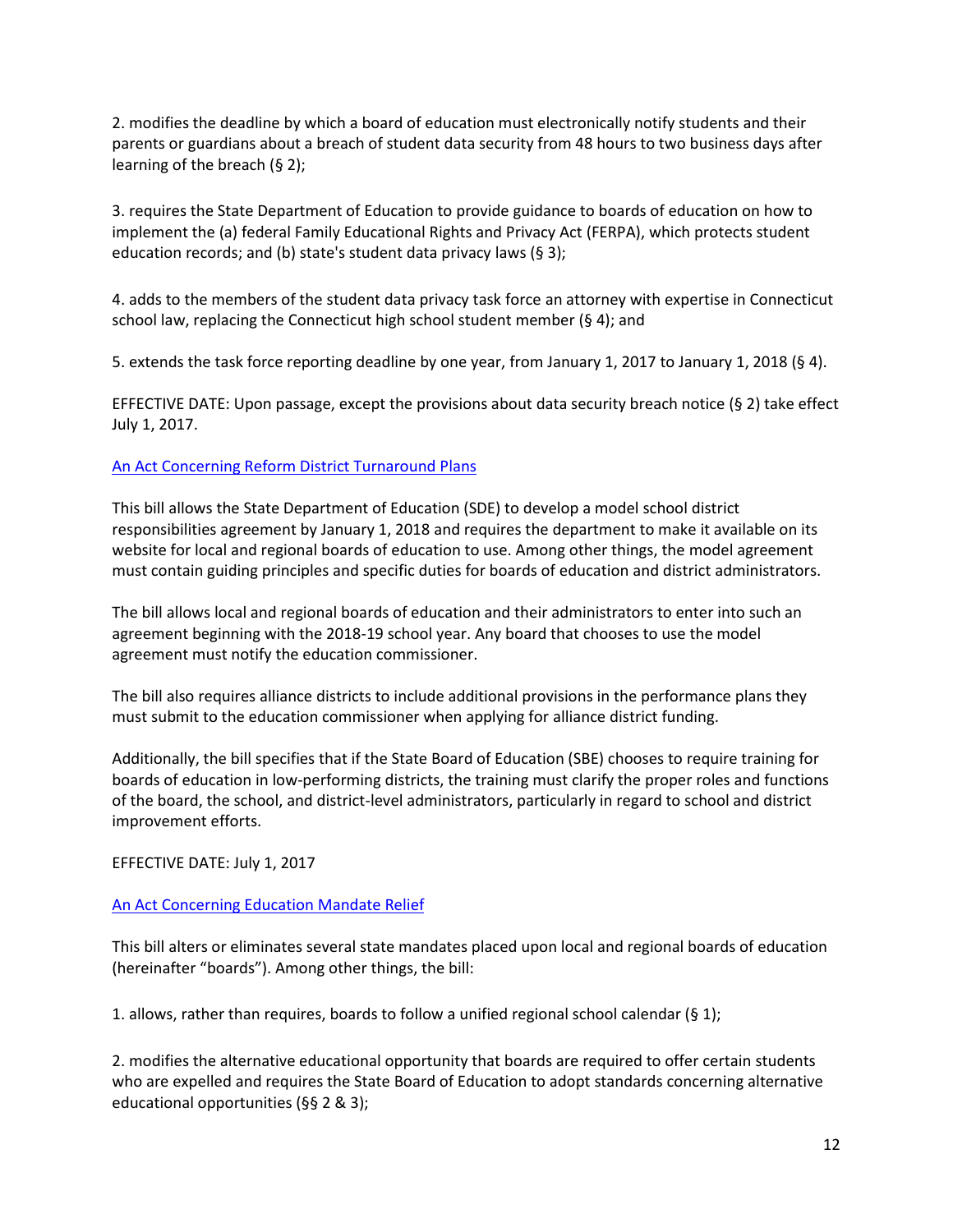2. modifies the deadline by which a board of education must electronically notify students and their parents or guardians about a breach of student data security from 48 hours to two business days after learning of the breach (§ 2);

3. requires the State Department of Education to provide guidance to boards of education on how to implement the (a) federal Family Educational Rights and Privacy Act (FERPA), which protects student education records; and (b) state's student data privacy laws (§ 3);

4. adds to the members of the student data privacy task force an attorney with expertise in Connecticut school law, replacing the Connecticut high school student member (§ 4); and

5. extends the task force reporting deadline by one year, from January 1, 2017 to January 1, 2018 (§ 4).

EFFECTIVE DATE: Upon passage, except the provisions about data security breach notice (§ 2) take effect July 1, 2017.

[An Act Concerning Reform District Turnaround Plans]

This bill allows the State Department of Education (SDE) to develop a model school district responsibilities agreement by January 1, 2018 and requires the department to make it available on its website for local and regional boards of education to use. Among other things, the model agreement must contain guiding principles and specific duties for boards of education and district administrators.

The bill allows local and regional boards of education and their administrators to enter into such an agreement beginning with the 2018-19 school year. Any board that chooses to use the model agreement must notify the education commissioner.

The bill also requires alliance districts to include additional provisions in the performance plans they must submit to the education commissioner when applying for alliance district funding.

Additionally, the bill specifies that if the State Board of Education (SBE) chooses to require training for boards of education in low-performing districts, the training must clarify the proper roles and functions of the board, the school, and district-level administrators, particularly in regard to school and district improvement efforts.

EFFECTIVE DATE: July 1, 2017

[An Act Concerning Education Mandate Relief]

This bill alters or eliminates several state mandates placed upon local and regional boards of education (hereinafter "boards"). Among other things, the bill:

1. allows, rather than requires, boards to follow a unified regional school calendar (§ 1);

2. modifies the alternative educational opportunity that boards are required to offer certain students who are expelled and requires the State Board of Education to adopt standards concerning alternative educational opportunities (§§ 2 & 3);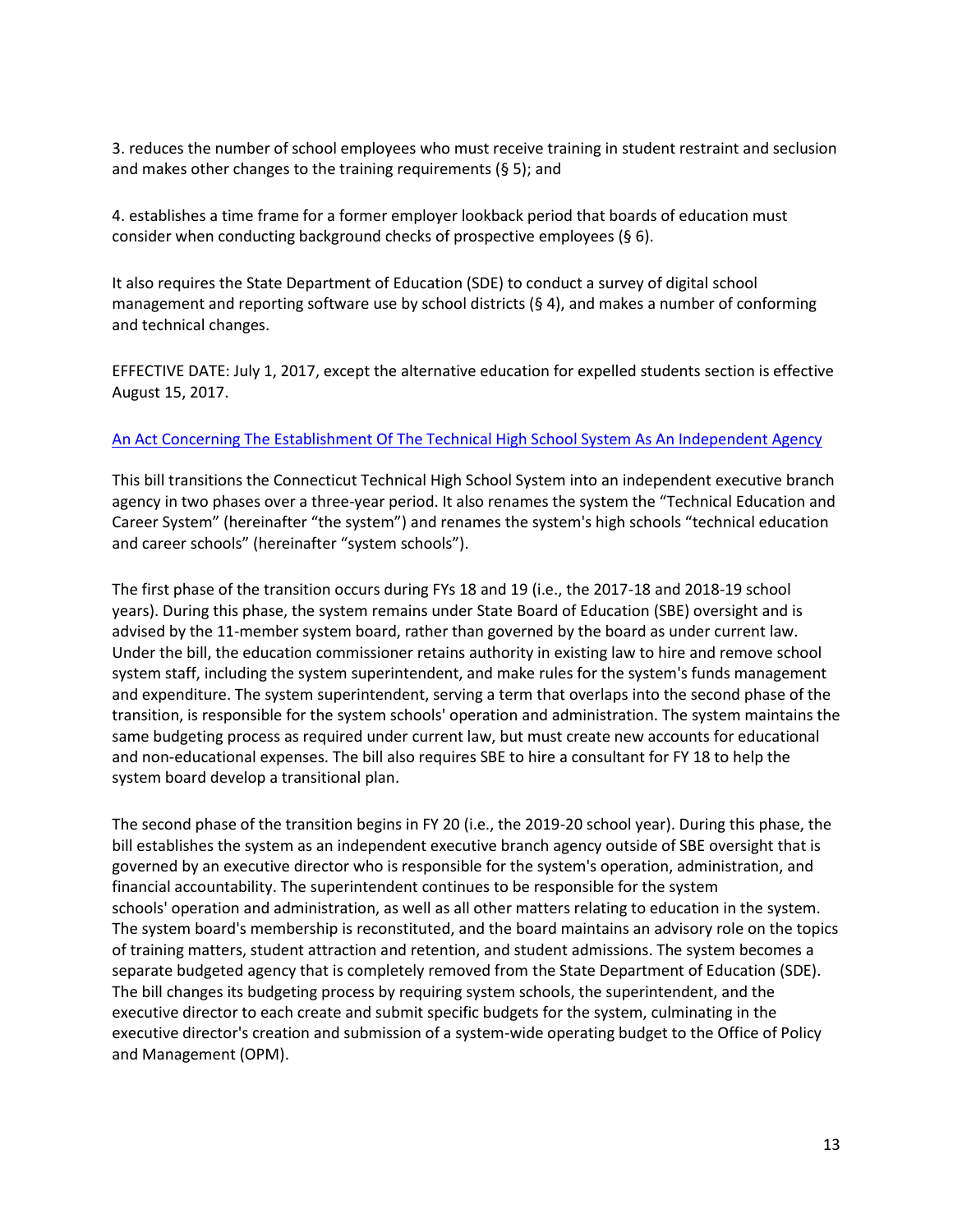3. reduces the number of school employees who must receive training in student restraint and seclusion and makes other changes to the training requirements (§ 5); and

4. establishes a time frame for a former employer lookback period that boards of education must consider when conducting background checks of prospective employees (§ 6).

It also requires the State Department of Education (SDE) to conduct a survey of digital school management and reporting software use by school districts (§ 4), and makes a number of conforming and technical changes.

EFFECTIVE DATE: July 1, 2017, except the alternative education for expelled students section is effective August 15, 2017.

An Act Concerning The Establishment Of The Technical High School System As An Independent Agency

This bill transitions the Connecticut Technical High School System into an independent executive branch agency in two phases over a three-year period. It also renames the system the "Technical Education and Career System" (hereinafter "the system") and renames the system's high schools "technical education and career schools" (hereinafter "system schools").

The first phase of the transition occurs during FYs 18 and 19 (i.e., the 2017-18 and 2018-19 school years). During this phase, the system remains under State Board of Education (SBE) oversight and is advised by the 11-member system board, rather than governed by the board as under current law. Under the bill, the education commissioner retains authority in existing law to hire and remove school system staff, including the system superintendent, and make rules for the system's funds management and expenditure. The system superintendent, serving a term that overlaps into the second phase of the transition, is responsible for the system schools' operation and administration. The system maintains the same budgeting process as required under current law, but must create new accounts for educational and non-educational expenses. The bill also requires SBE to hire a consultant for FY 18 to help the system board develop a transitional plan.

The second phase of the transition begins in FY 20 (i.e., the 2019-20 school year). During this phase, the bill establishes the system as an independent executive branch agency outside of SBE oversight that is governed by an executive director who is responsible for the system's operation, administration, and financial accountability. The superintendent continues to be responsible for the system schools' operation and administration, as well as all other matters relating to education in the system. The system board's membership is reconstituted, and the board maintains an advisory role on the topics of training matters, student attraction and retention, and student admissions. The system becomes a separate budgeted agency that is completely removed from the State Department of Education (SDE). The bill changes its budgeting process by requiring system schools, the superintendent, and the executive director to each create and submit specific budgets for the system, culminating in the executive director's creation and submission of a system-wide operating budget to the Office of Policy and Management (OPM).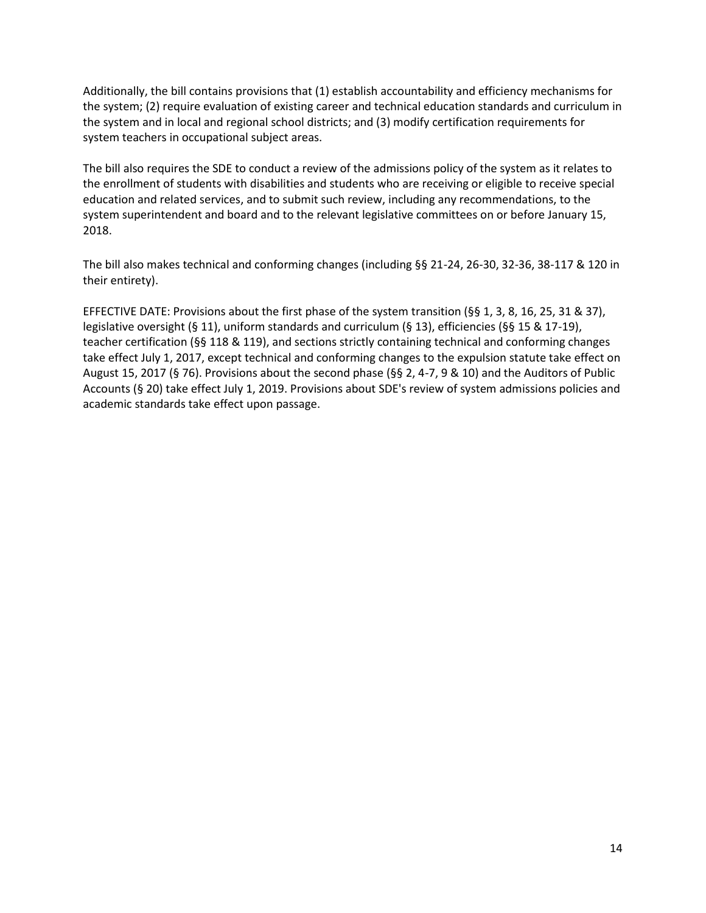Additionally, the bill contains provisions that (1) establish accountability and efficiency mechanisms for the system; (2) require evaluation of existing career and technical education standards and curriculum in the system and in local and regional school districts; and (3) modify certification requirements for system teachers in occupational subject areas.

The bill also requires the SDE to conduct a review of the admissions policy of the system as it relates to the enrollment of students with disabilities and students who are receiving or eligible to receive special education and related services, and to submit such review, including any recommendations, to the system superintendent and board and to the relevant legislative committees on or before January 15, 2018.

The bill also makes technical and conforming changes (including §§ 21-24, 26-30, 32-36, 38-117 & 120 in their entirety).

EFFECTIVE DATE: Provisions about the first phase of the system transition (§§ 1, 3, 8, 16, 25, 31 & 37), legislative oversight (§ 11), uniform standards and curriculum (§ 13), efficiencies (§§ 15 & 17-19), teacher certification (§§ 118 & 119), and sections strictly containing technical and conforming changes take effect July 1, 2017, except technical and conforming changes to the expulsion statute take effect on August 15, 2017 (§ 76). Provisions about the second phase (§§ 2, 4-7, 9 & 10) and the Auditors of Public Accounts (§ 20) take effect July 1, 2019. Provisions about SDE's review of system admissions policies and academic standards take effect upon passage.